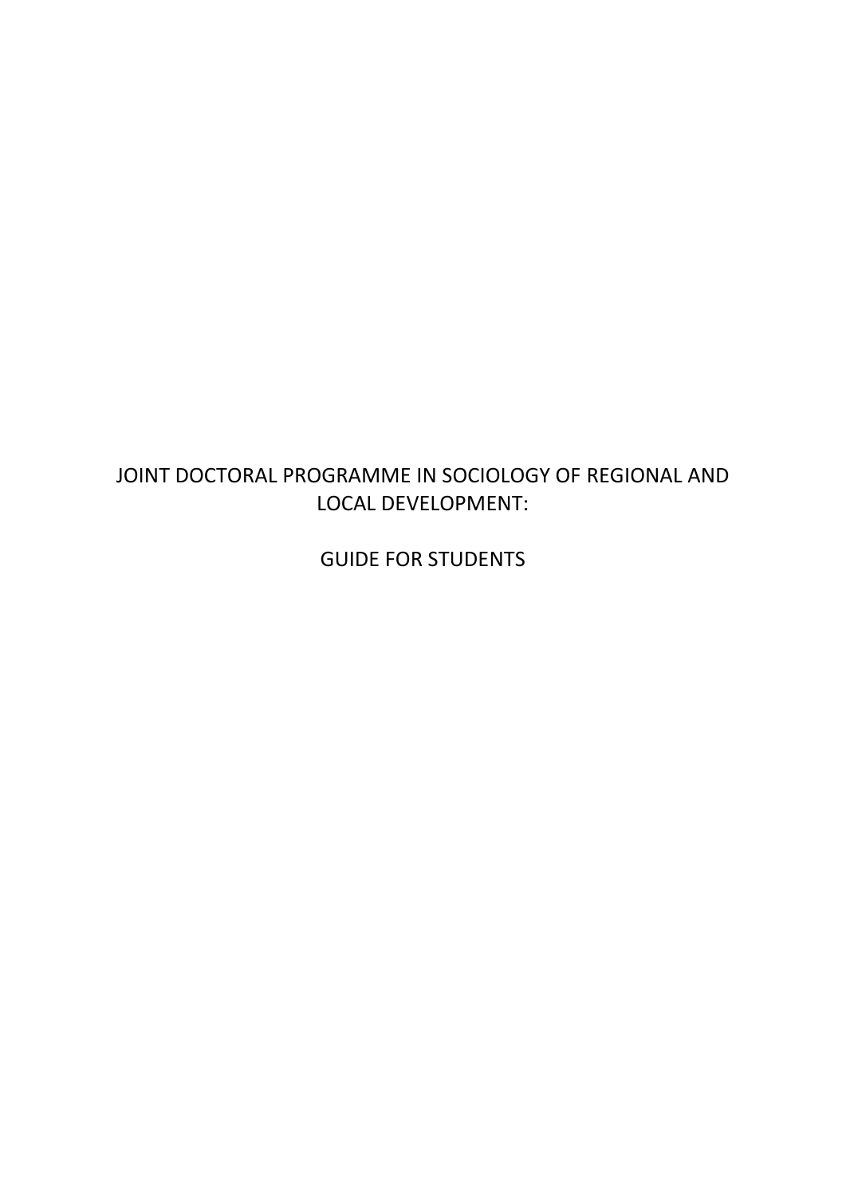# JOINT DOCTORAL PROGRAMME IN SOCIOLOGY OF REGIONAL AND LOCAL DEVELOPMENT:

# GUIDE FOR STUDENTS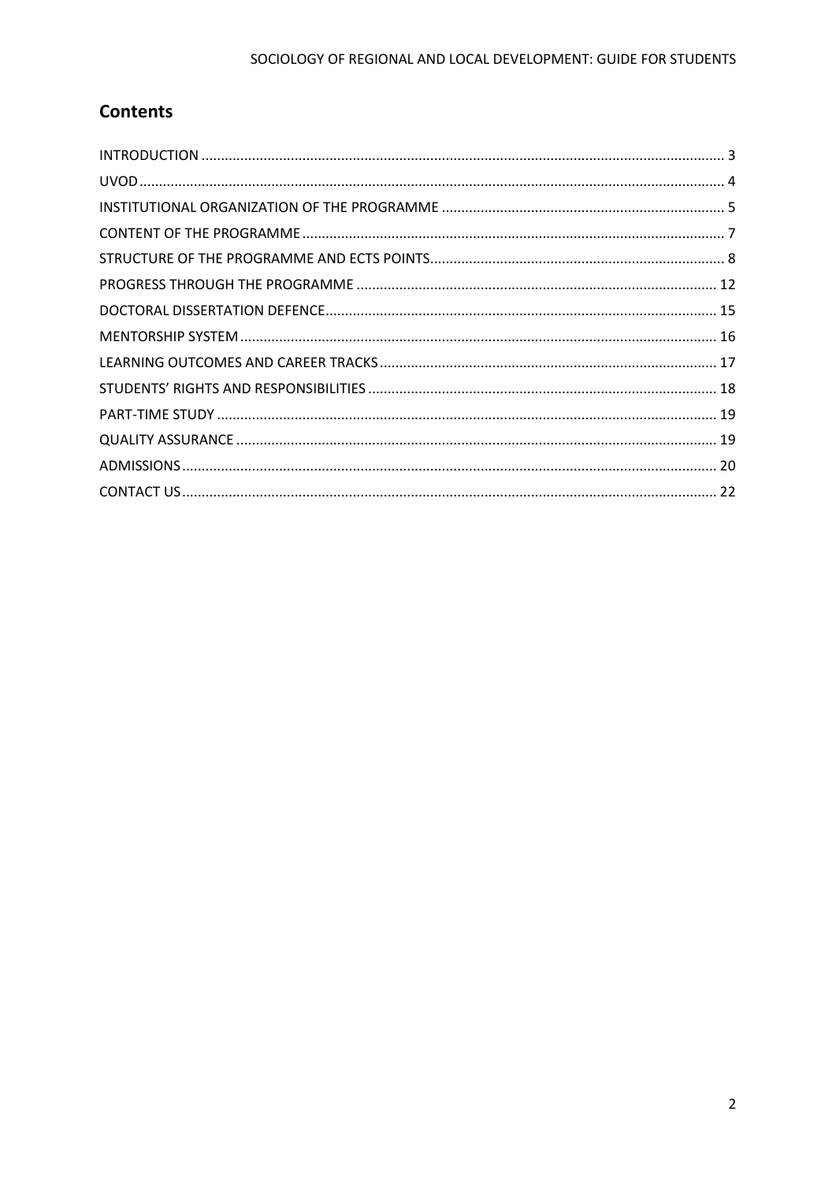## Contents

INTRODUCTION ..................................................................................................................... 3

UVOD ...................................................................................................................................... 4

INSTITUTIONAL ORGANIZATION OF THE PROGRAMME ........................................................ 5

CONTENT OF THE PROGRAMME ............................................................................................ 7

STRUCTURE OF THE PROGRAMME AND ECTS POINTS ............................................................ 8

PROGRESS THROUGH THE PROGRAMME ............................................................................ 12

DOCTORAL DISSERTATION DEFENCE .................................................................................... 15

MENTORSHIP SYSTEM .......................................................................................................... 16

LEARNING OUTCOMES AND CAREER TRACKS ...................................................................... 17

STUDENTS' RIGHTS AND RESPONSIBILITIES ......................................................................... 18

PART-TIME STUDY ................................................................................................................ 19

QUALITY ASSURANCE ........................................................................................................... 19

ADMISSIONS ......................................................................................................................... 20

CONTACT US ......................................................................................................................... 22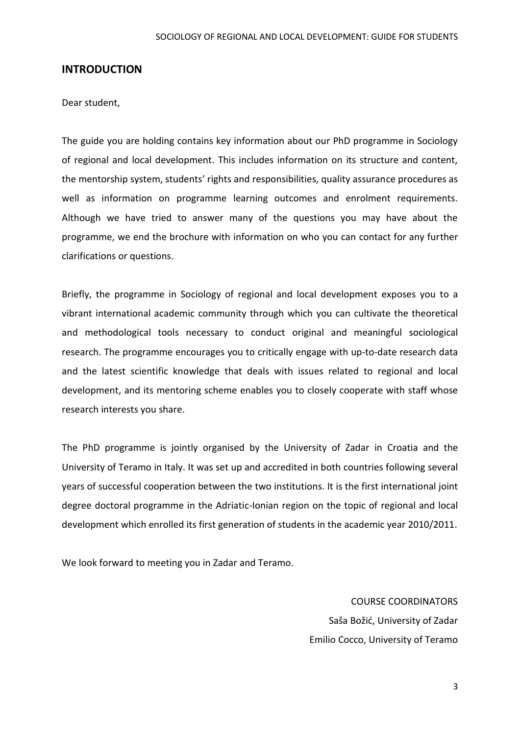## INTRODUCTION

Dear student,

The guide you are holding contains key information about our PhD programme in Sociology of regional and local development. This includes information on its structure and content, the mentorship system, students' rights and responsibilities, quality assurance procedures as well as information on programme learning outcomes and enrolment requirements. Although we have tried to answer many of the questions you may have about the programme, we end the brochure with information on who you can contact for any further clarifications or questions.

Briefly, the programme in Sociology of regional and local development exposes you to a vibrant international academic community through which you can cultivate the theoretical and methodological tools necessary to conduct original and meaningful sociological research. The programme encourages you to critically engage with up-to-date research data and the latest scientific knowledge that deals with issues related to regional and local development, and its mentoring scheme enables you to closely cooperate with staff whose research interests you share.

The PhD programme is jointly organised by the University of Zadar in Croatia and the University of Teramo in Italy. It was set up and accredited in both countries following several years of successful cooperation between the two institutions. It is the first international joint degree doctoral programme in the Adriatic-Ionian region on the topic of regional and local development which enrolled its first generation of students in the academic year 2010/2011.

We look forward to meeting you in Zadar and Teramo.

COURSE COORDINATORS
Saša Božić, University of Zadar
Emilio Cocco, University of Teramo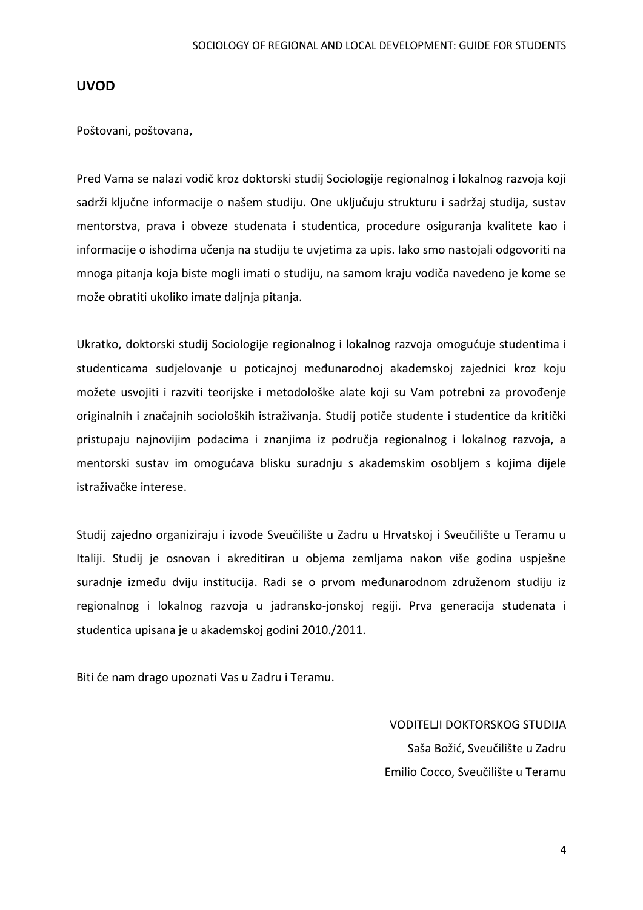## UVOD

Poštovani, poštovana,

Pred Vama se nalazi vodič kroz doktorski studij Sociologije regionalnog i lokalnog razvoja koji sadrži ključne informacije o našem studiju. One uključuju strukturu i sadržaj studija, sustav mentorstva, prava i obveze studenata i studentica, procedure osiguranja kvalitete kao i informacije o ishodima učenja na studiju te uvjetima za upis. Iako smo nastojali odgovoriti na mnoga pitanja koja biste mogli imati o studiju, na samom kraju vodiča navedeno je kome se može obratiti ukoliko imate daljnja pitanja.

Ukratko, doktorski studij Sociologije regionalnog i lokalnog razvoja omogućuje studentima i studenticama sudjelovanje u poticajnoj međunarodnoj akademskoj zajednici kroz koju možete usvojiti i razviti teorijske i metodološke alate koji su Vam potrebni za provođenje originalnih i značajnih socioloških istraživanja. Studij potiče studente i studentice da kritički pristupaju najnovijim podacima i znanjima iz područja regionalnog i lokalnog razvoja, a mentorski sustav im omogućava blisku suradnju s akademskim osobljem s kojima dijele istraživačke interese.

Studij zajedno organiziraju i izvode Sveučilište u Zadru u Hrvatskoj i Sveučilište u Teramu u Italiji. Studij je osnovan i akreditiran u objema zemljama nakon više godina uspješne suradnje između dviju institucija. Radi se o prvom međunarodnom združenom studiju iz regionalnog i lokalnog razvoja u jadransko-jonskoj regiji. Prva generacija studenata i studentica upisana je u akademskoj godini 2010./2011.

Biti će nam drago upoznati Vas u Zadru i Teramu.

VODITELJI DOKTORSKOG STUDIJA
Saša Božić, Sveučilište u Zadru
Emilio Cocco, Sveučilište u Teramu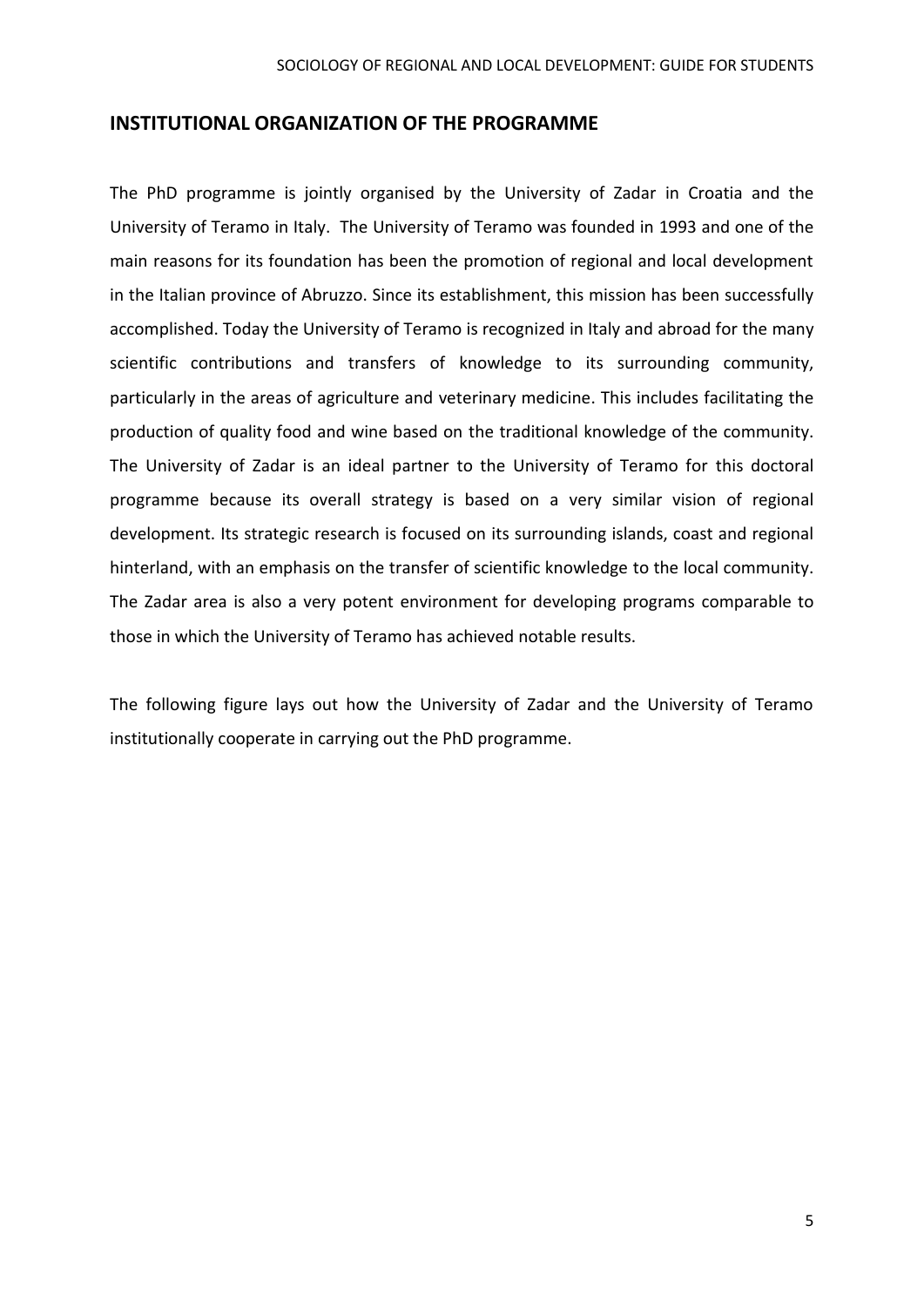## INSTITUTIONAL ORGANIZATION OF THE PROGRAMME

The PhD programme is jointly organised by the University of Zadar in Croatia and the University of Teramo in Italy. The University of Teramo was founded in 1993 and one of the main reasons for its foundation has been the promotion of regional and local development in the Italian province of Abruzzo. Since its establishment, this mission has been successfully accomplished. Today the University of Teramo is recognized in Italy and abroad for the many scientific contributions and transfers of knowledge to its surrounding community, particularly in the areas of agriculture and veterinary medicine. This includes facilitating the production of quality food and wine based on the traditional knowledge of the community. The University of Zadar is an ideal partner to the University of Teramo for this doctoral programme because its overall strategy is based on a very similar vision of regional development. Its strategic research is focused on its surrounding islands, coast and regional hinterland, with an emphasis on the transfer of scientific knowledge to the local community. The Zadar area is also a very potent environment for developing programs comparable to those in which the University of Teramo has achieved notable results.

The following figure lays out how the University of Zadar and the University of Teramo institutionally cooperate in carrying out the PhD programme.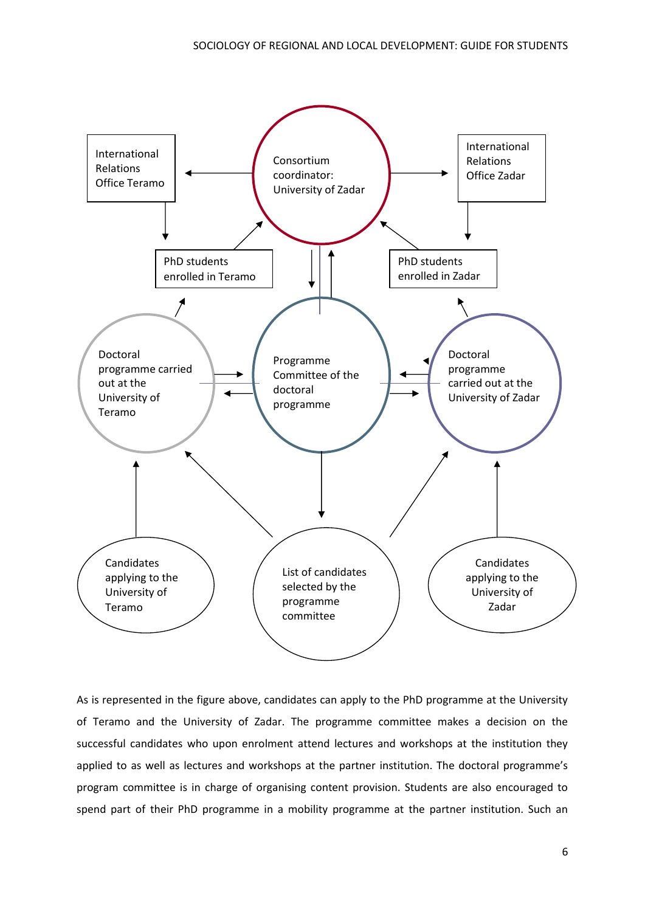International Relations Office Teramo

Consortium coordinator: University of Zadar

International Relations Office Zadar

PhD students enrolled in Teramo

PhD students enrolled in Zadar

Doctoral programme carried out at the University of Teramo

Programme Committee of the doctoral programme

Doctoral programme carried out at the University of Zadar

Candidates applying to the University of Teramo

List of candidates selected by the programme committee

Candidates applying to the University of Zadar

As is represented in the figure above, candidates can apply to the PhD programme at the University of Teramo and the University of Zadar. The programme committee makes a decision on the successful candidates who upon enrolment attend lectures and workshops at the institution they applied to as well as lectures and workshops at the partner institution. The doctoral programme's program committee is in charge of organising content provision. Students are also encouraged to spend part of their PhD programme in a mobility programme at the partner institution. Such an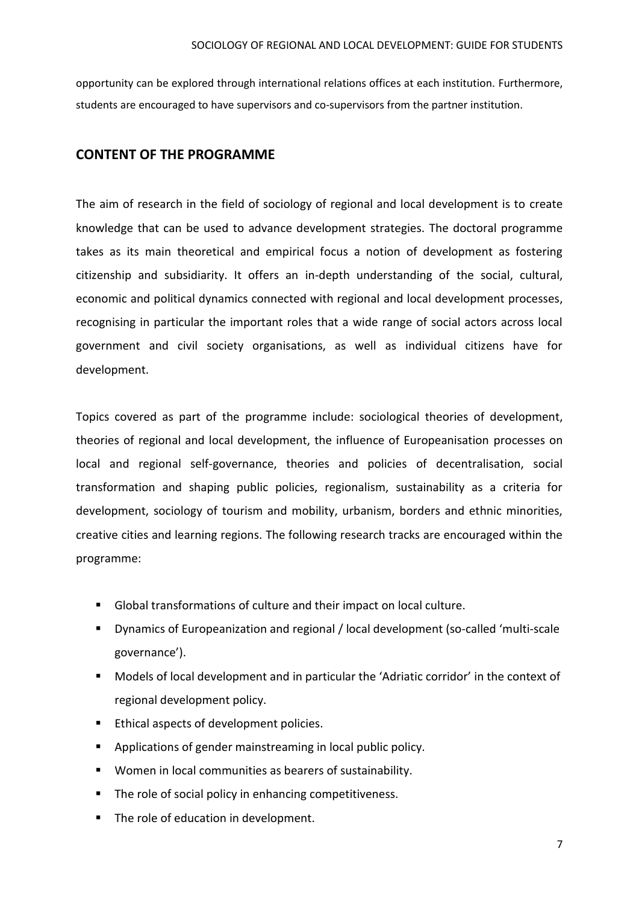opportunity can be explored through international relations offices at each institution. Furthermore, students are encouraged to have supervisors and co-supervisors from the partner institution.

## CONTENT OF THE PROGRAMME

The aim of research in the field of sociology of regional and local development is to create knowledge that can be used to advance development strategies. The doctoral programme takes as its main theoretical and empirical focus a notion of development as fostering citizenship and subsidiarity. It offers an in-depth understanding of the social, cultural, economic and political dynamics connected with regional and local development processes, recognising in particular the important roles that a wide range of social actors across local government and civil society organisations, as well as individual citizens have for development.

Topics covered as part of the programme include: sociological theories of development, theories of regional and local development, the influence of Europeanisation processes on local and regional self-governance, theories and policies of decentralisation, social transformation and shaping public policies, regionalism, sustainability as a criteria for development, sociology of tourism and mobility, urbanism, borders and ethnic minorities, creative cities and learning regions. The following research tracks are encouraged within the programme:

- Global transformations of culture and their impact on local culture.
- Dynamics of Europeanization and regional / local development (so-called 'multi-scale governance').
- Models of local development and in particular the 'Adriatic corridor' in the context of regional development policy.
- Ethical aspects of development policies.
- Applications of gender mainstreaming in local public policy.
- Women in local communities as bearers of sustainability.
- The role of social policy in enhancing competitiveness.
- The role of education in development.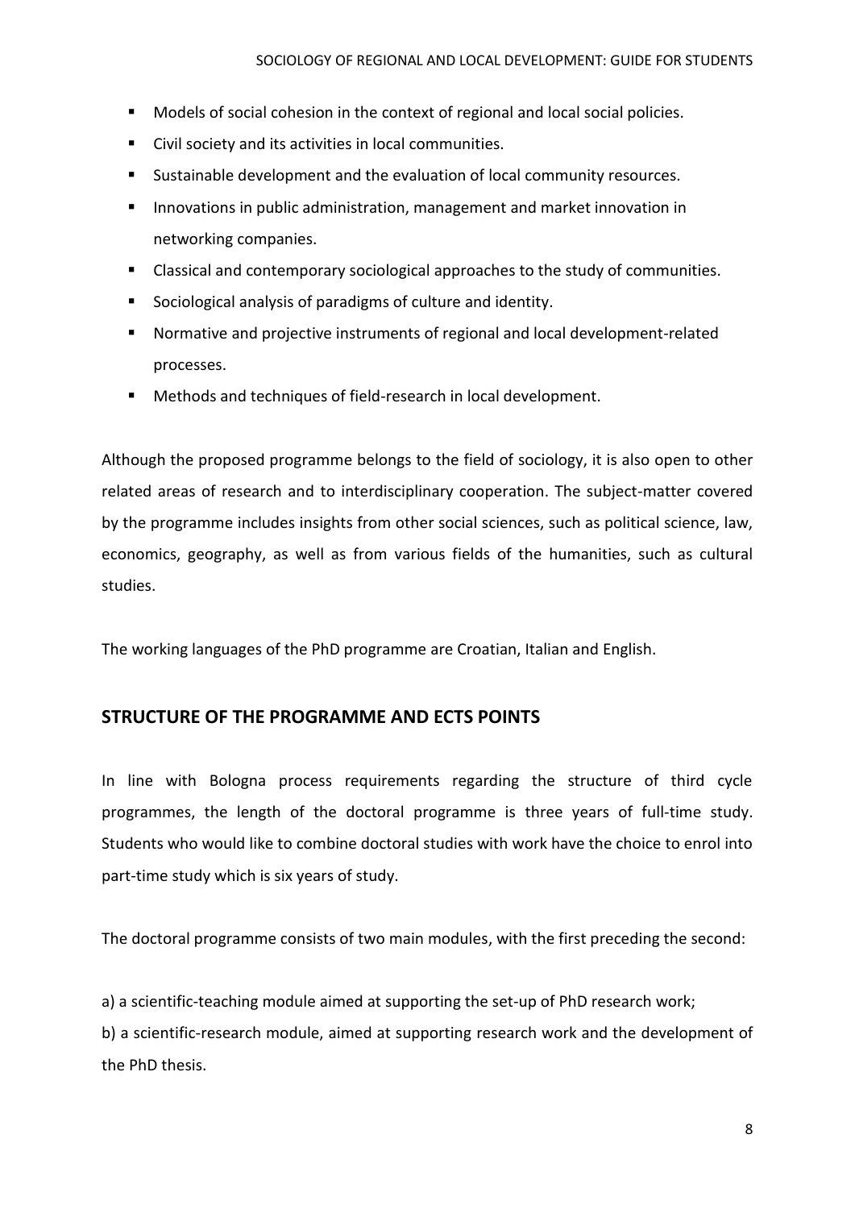- Models of social cohesion in the context of regional and local social policies.
- Civil society and its activities in local communities.
- Sustainable development and the evaluation of local community resources.
- Innovations in public administration, management and market innovation in networking companies.
- Classical and contemporary sociological approaches to the study of communities.
- Sociological analysis of paradigms of culture and identity.
- Normative and projective instruments of regional and local development-related processes.
- Methods and techniques of field-research in local development.

Although the proposed programme belongs to the field of sociology, it is also open to other related areas of research and to interdisciplinary cooperation. The subject-matter covered by the programme includes insights from other social sciences, such as political science, law, economics, geography, as well as from various fields of the humanities, such as cultural studies.

The working languages of the PhD programme are Croatian, Italian and English.

## STRUCTURE OF THE PROGRAMME AND ECTS POINTS

In line with Bologna process requirements regarding the structure of third cycle programmes, the length of the doctoral programme is three years of full-time study. Students who would like to combine doctoral studies with work have the choice to enrol into part-time study which is six years of study.

The doctoral programme consists of two main modules, with the first preceding the second:

a) a scientific-teaching module aimed at supporting the set-up of PhD research work;

b) a scientific-research module, aimed at supporting research work and the development of the PhD thesis.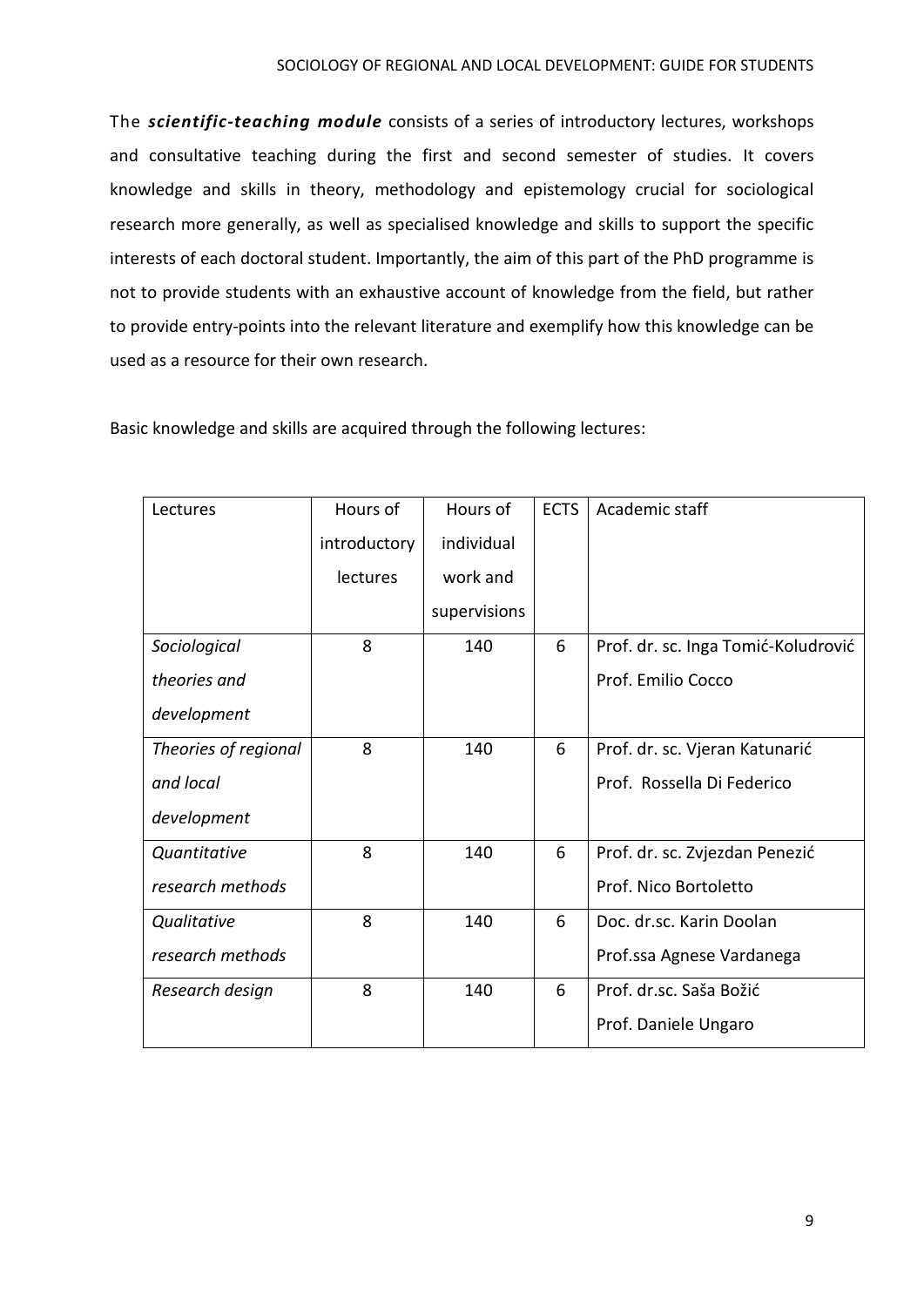The ***scientific-teaching module*** consists of a series of introductory lectures, workshops and consultative teaching during the first and second semester of studies. It covers knowledge and skills in theory, methodology and epistemology crucial for sociological research more generally, as well as specialised knowledge and skills to support the specific interests of each doctoral student. Importantly, the aim of this part of the PhD programme is not to provide students with an exhaustive account of knowledge from the field, but rather to provide entry-points into the relevant literature and exemplify how this knowledge can be used as a resource for their own research.

Basic knowledge and skills are acquired through the following lectures:

| Lectures | Hours of introductory lectures | Hours of individual work and supervisions | ECTS | Academic staff |
|---|---|---|---|---|
| *Sociological theories and development* | 8 | 140 | 6 | Prof. dr. sc. Inga Tomić-Koludrović<br>Prof. Emilio Cocco |
| *Theories of regional and local development* | 8 | 140 | 6 | Prof. dr. sc. Vjeran Katunarić<br>Prof. Rossella Di Federico |
| *Quantitative research methods* | 8 | 140 | 6 | Prof. dr. sc. Zvjezdan Penezić<br>Prof. Nico Bortoletto |
| *Qualitative research methods* | 8 | 140 | 6 | Doc. dr.sc. Karin Doolan<br>Prof.ssa Agnese Vardanega |
| *Research design* | 8 | 140 | 6 | Prof. dr.sc. Saša Božić<br>Prof. Daniele Ungaro |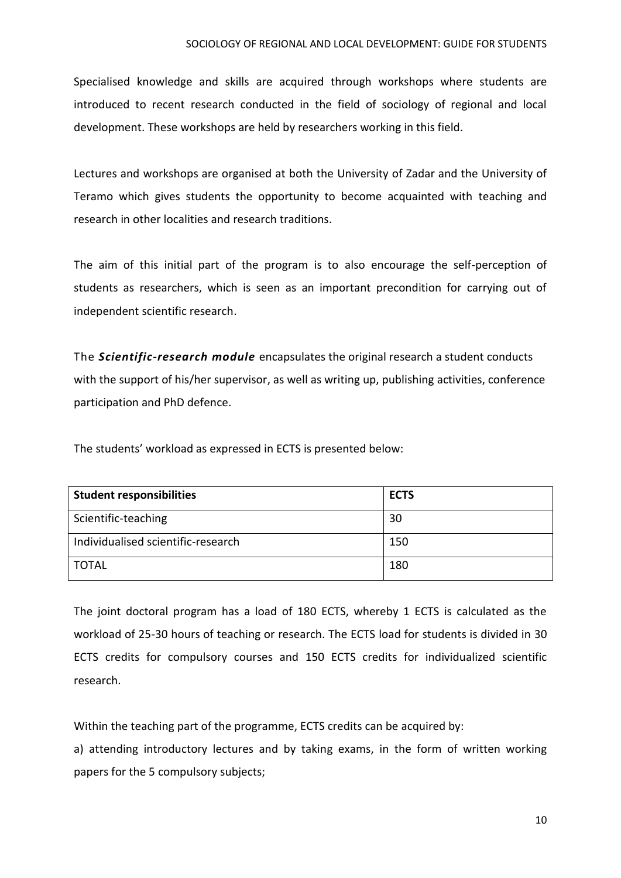Specialised knowledge and skills are acquired through workshops where students are introduced to recent research conducted in the field of sociology of regional and local development. These workshops are held by researchers working in this field.

Lectures and workshops are organised at both the University of Zadar and the University of Teramo which gives students the opportunity to become acquainted with teaching and research in other localities and research traditions.

The aim of this initial part of the program is to also encourage the self-perception of students as researchers, which is seen as an important precondition for carrying out of independent scientific research.

The ***Scientific-research module*** encapsulates the original research a student conducts with the support of his/her supervisor, as well as writing up, publishing activities, conference participation and PhD defence.

The students' workload as expressed in ECTS is presented below:

| **Student responsibilities** | **ECTS** |
| --- | --- |
| Scientific-teaching | 30 |
| Individualised scientific-research | 150 |
| TOTAL | 180 |

The joint doctoral program has a load of 180 ECTS, whereby 1 ECTS is calculated as the workload of 25-30 hours of teaching or research. The ECTS load for students is divided in 30 ECTS credits for compulsory courses and 150 ECTS credits for individualized scientific research.

Within the teaching part of the programme, ECTS credits can be acquired by:

a) attending introductory lectures and by taking exams, in the form of written working papers for the 5 compulsory subjects;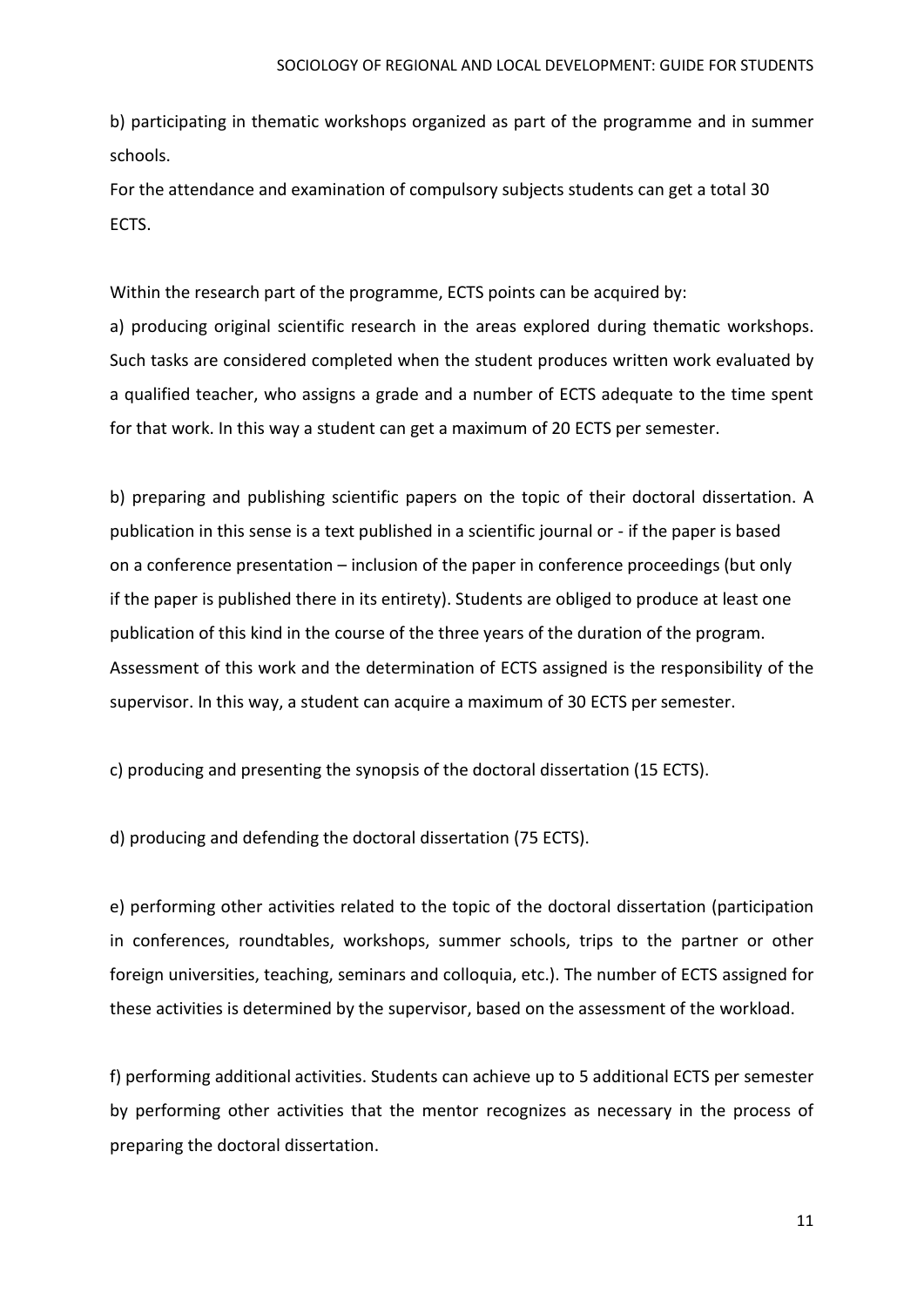b) participating in thematic workshops organized as part of the programme and in summer schools.

For the attendance and examination of compulsory subjects students can get a total 30 ECTS.

Within the research part of the programme, ECTS points can be acquired by:

a) producing original scientific research in the areas explored during thematic workshops. Such tasks are considered completed when the student produces written work evaluated by a qualified teacher, who assigns a grade and a number of ECTS adequate to the time spent for that work. In this way a student can get a maximum of 20 ECTS per semester.

b) preparing and publishing scientific papers on the topic of their doctoral dissertation. A publication in this sense is a text published in a scientific journal or - if the paper is based on a conference presentation – inclusion of the paper in conference proceedings (but only if the paper is published there in its entirety). Students are obliged to produce at least one publication of this kind in the course of the three years of the duration of the program. Assessment of this work and the determination of ECTS assigned is the responsibility of the supervisor. In this way, a student can acquire a maximum of 30 ECTS per semester.

c) producing and presenting the synopsis of the doctoral dissertation (15 ECTS).

d) producing and defending the doctoral dissertation (75 ECTS).

e) performing other activities related to the topic of the doctoral dissertation (participation in conferences, roundtables, workshops, summer schools, trips to the partner or other foreign universities, teaching, seminars and colloquia, etc.). The number of ECTS assigned for these activities is determined by the supervisor, based on the assessment of the workload.

f) performing additional activities. Students can achieve up to 5 additional ECTS per semester by performing other activities that the mentor recognizes as necessary in the process of preparing the doctoral dissertation.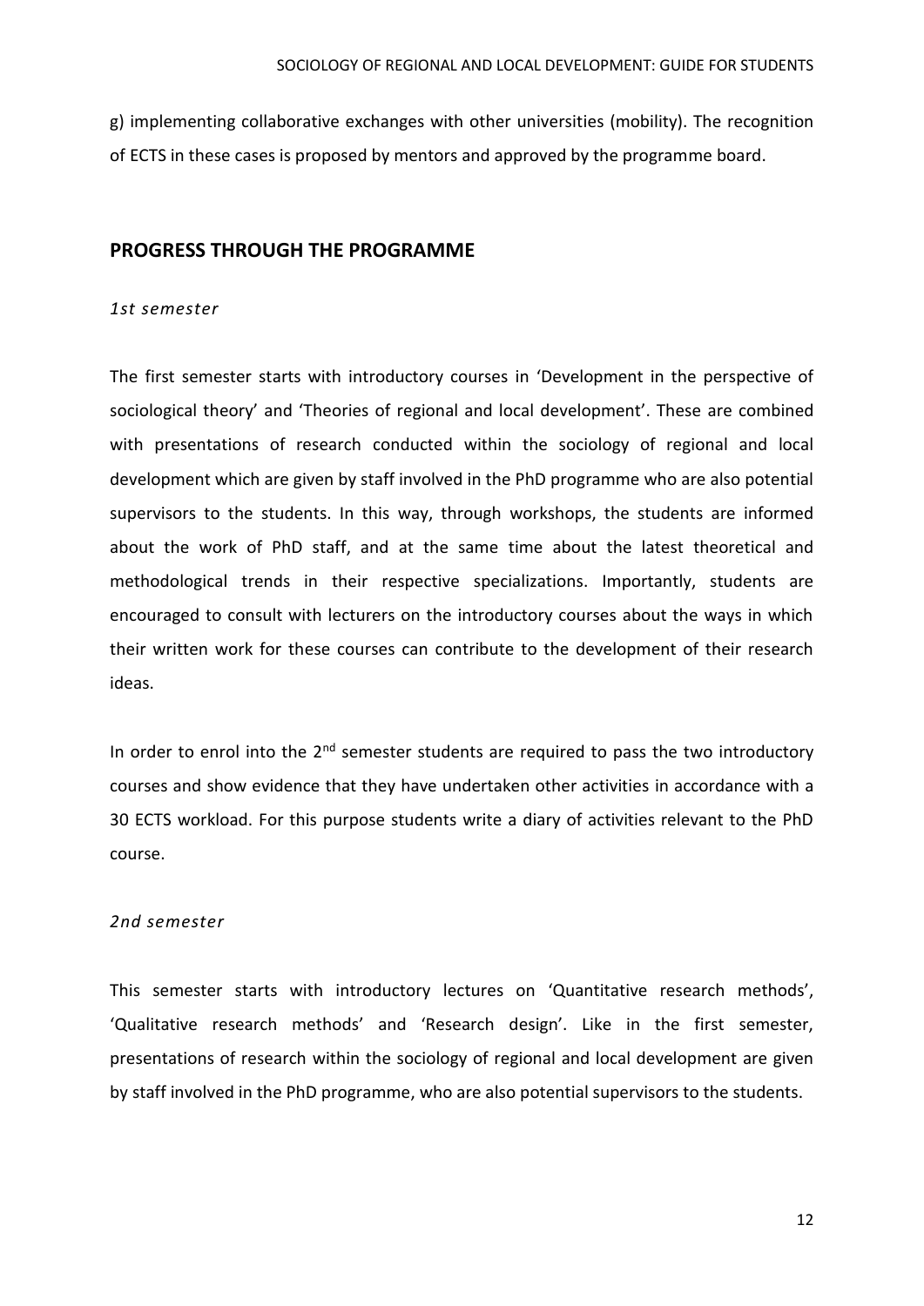g) implementing collaborative exchanges with other universities (mobility). The recognition of ECTS in these cases is proposed by mentors and approved by the programme board.

## PROGRESS THROUGH THE PROGRAMME

### *1st semester*

The first semester starts with introductory courses in 'Development in the perspective of sociological theory' and 'Theories of regional and local development'. These are combined with presentations of research conducted within the sociology of regional and local development which are given by staff involved in the PhD programme who are also potential supervisors to the students. In this way, through workshops, the students are informed about the work of PhD staff, and at the same time about the latest theoretical and methodological trends in their respective specializations. Importantly, students are encouraged to consult with lecturers on the introductory courses about the ways in which their written work for these courses can contribute to the development of their research ideas.

In order to enrol into the 2nd semester students are required to pass the two introductory courses and show evidence that they have undertaken other activities in accordance with a 30 ECTS workload. For this purpose students write a diary of activities relevant to the PhD course.

### *2nd semester*

This semester starts with introductory lectures on 'Quantitative research methods', 'Qualitative research methods' and 'Research design'. Like in the first semester, presentations of research within the sociology of regional and local development are given by staff involved in the PhD programme, who are also potential supervisors to the students.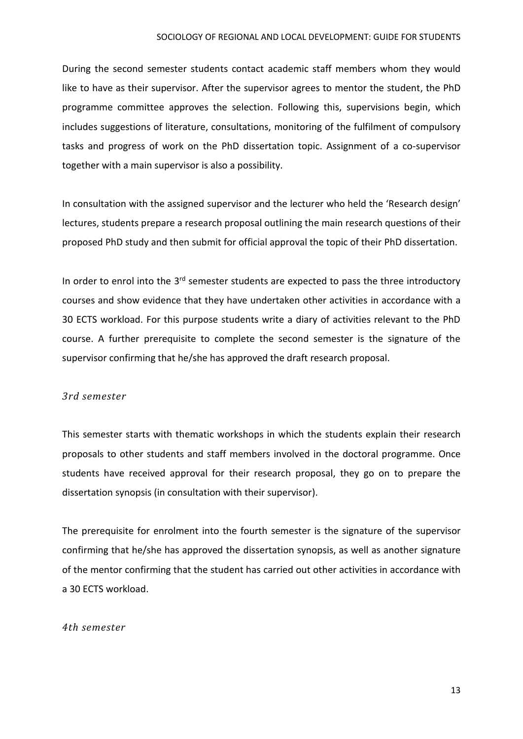During the second semester students contact academic staff members whom they would like to have as their supervisor. After the supervisor agrees to mentor the student, the PhD programme committee approves the selection. Following this, supervisions begin, which includes suggestions of literature, consultations, monitoring of the fulfilment of compulsory tasks and progress of work on the PhD dissertation topic. Assignment of a co-supervisor together with a main supervisor is also a possibility.

In consultation with the assigned supervisor and the lecturer who held the 'Research design' lectures, students prepare a research proposal outlining the main research questions of their proposed PhD study and then submit for official approval the topic of their PhD dissertation.

In order to enrol into the 3rd semester students are expected to pass the three introductory courses and show evidence that they have undertaken other activities in accordance with a 30 ECTS workload. For this purpose students write a diary of activities relevant to the PhD course. A further prerequisite to complete the second semester is the signature of the supervisor confirming that he/she has approved the draft research proposal.

### *3rd semester*

This semester starts with thematic workshops in which the students explain their research proposals to other students and staff members involved in the doctoral programme. Once students have received approval for their research proposal, they go on to prepare the dissertation synopsis (in consultation with their supervisor).

The prerequisite for enrolment into the fourth semester is the signature of the supervisor confirming that he/she has approved the dissertation synopsis, as well as another signature of the mentor confirming that the student has carried out other activities in accordance with a 30 ECTS workload.

### *4th semester*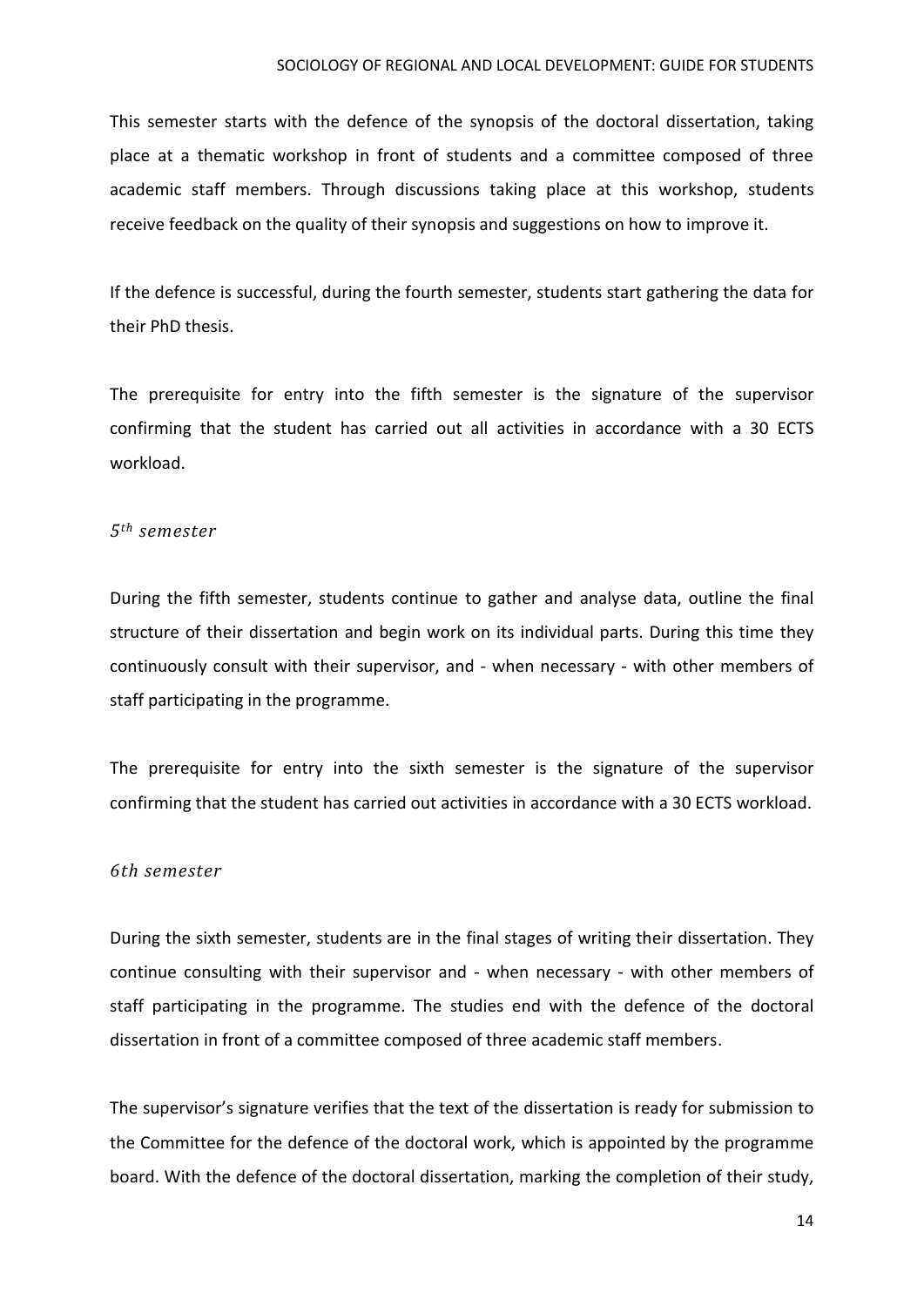This semester starts with the defence of the synopsis of the doctoral dissertation, taking place at a thematic workshop in front of students and a committee composed of three academic staff members. Through discussions taking place at this workshop, students receive feedback on the quality of their synopsis and suggestions on how to improve it.

If the defence is successful, during the fourth semester, students start gathering the data for their PhD thesis.

The prerequisite for entry into the fifth semester is the signature of the supervisor confirming that the student has carried out all activities in accordance with a 30 ECTS workload.

### *5th semester*

During the fifth semester, students continue to gather and analyse data, outline the final structure of their dissertation and begin work on its individual parts. During this time they continuously consult with their supervisor, and - when necessary - with other members of staff participating in the programme.

The prerequisite for entry into the sixth semester is the signature of the supervisor confirming that the student has carried out activities in accordance with a 30 ECTS workload.

### *6th semester*

During the sixth semester, students are in the final stages of writing their dissertation. They continue consulting with their supervisor and - when necessary - with other members of staff participating in the programme. The studies end with the defence of the doctoral dissertation in front of a committee composed of three academic staff members.

The supervisor's signature verifies that the text of the dissertation is ready for submission to the Committee for the defence of the doctoral work, which is appointed by the programme board. With the defence of the doctoral dissertation, marking the completion of their study,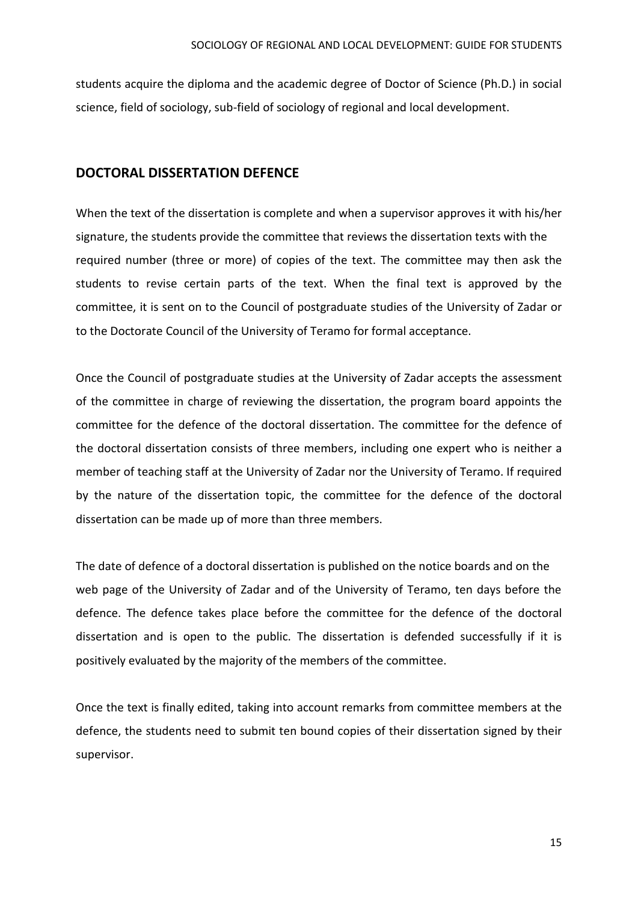students acquire the diploma and the academic degree of Doctor of Science (Ph.D.) in social science, field of sociology, sub-field of sociology of regional and local development.

## DOCTORAL DISSERTATION DEFENCE

When the text of the dissertation is complete and when a supervisor approves it with his/her signature, the students provide the committee that reviews the dissertation texts with the required number (three or more) of copies of the text. The committee may then ask the students to revise certain parts of the text. When the final text is approved by the committee, it is sent on to the Council of postgraduate studies of the University of Zadar or to the Doctorate Council of the University of Teramo for formal acceptance.

Once the Council of postgraduate studies at the University of Zadar accepts the assessment of the committee in charge of reviewing the dissertation, the program board appoints the committee for the defence of the doctoral dissertation. The committee for the defence of the doctoral dissertation consists of three members, including one expert who is neither a member of teaching staff at the University of Zadar nor the University of Teramo. If required by the nature of the dissertation topic, the committee for the defence of the doctoral dissertation can be made up of more than three members.

The date of defence of a doctoral dissertation is published on the notice boards and on the web page of the University of Zadar and of the University of Teramo, ten days before the defence. The defence takes place before the committee for the defence of the doctoral dissertation and is open to the public. The dissertation is defended successfully if it is positively evaluated by the majority of the members of the committee.

Once the text is finally edited, taking into account remarks from committee members at the defence, the students need to submit ten bound copies of their dissertation signed by their supervisor.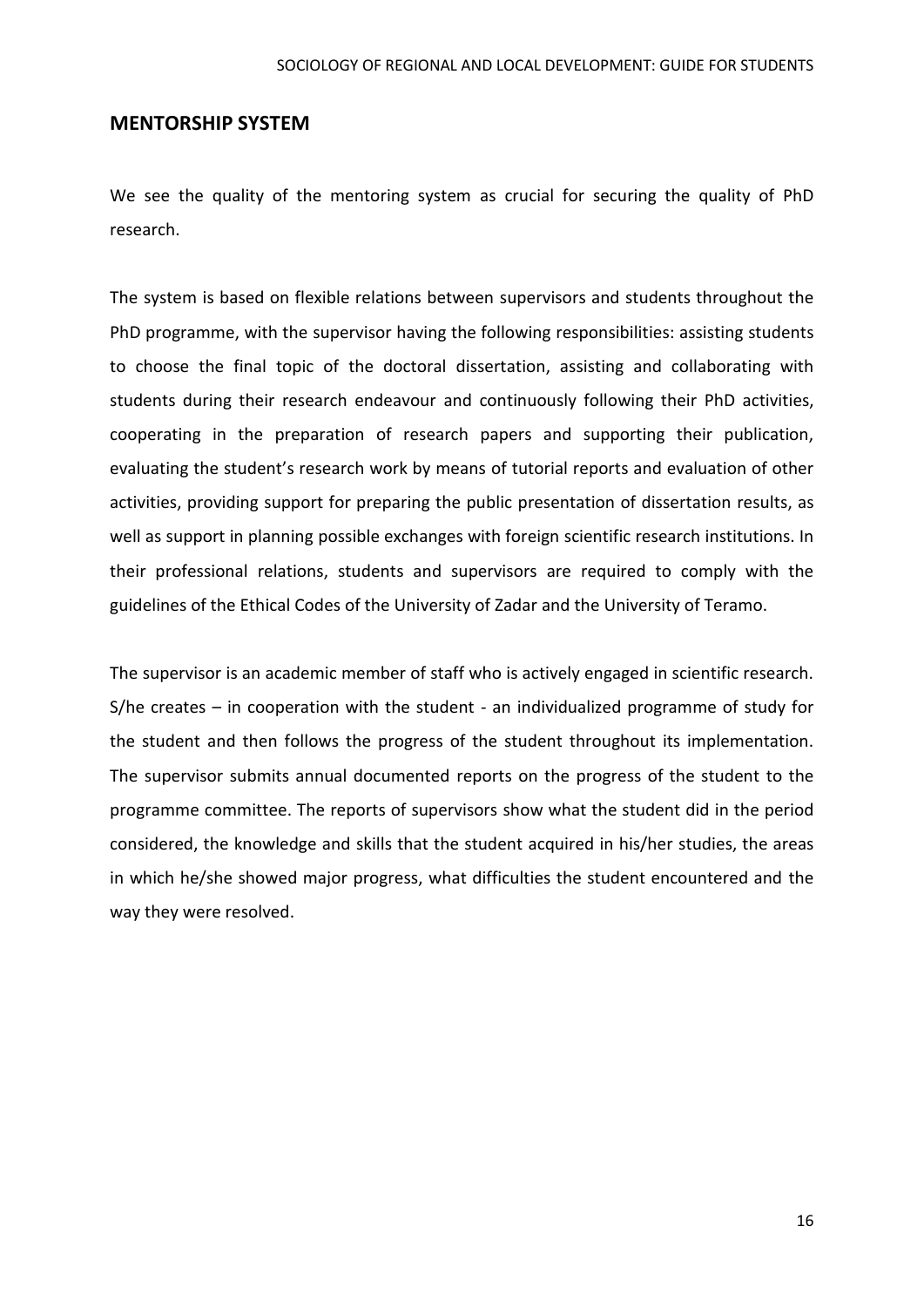## MENTORSHIP SYSTEM

We see the quality of the mentoring system as crucial for securing the quality of PhD research.

The system is based on flexible relations between supervisors and students throughout the PhD programme, with the supervisor having the following responsibilities: assisting students to choose the final topic of the doctoral dissertation, assisting and collaborating with students during their research endeavour and continuously following their PhD activities, cooperating in the preparation of research papers and supporting their publication, evaluating the student's research work by means of tutorial reports and evaluation of other activities, providing support for preparing the public presentation of dissertation results, as well as support in planning possible exchanges with foreign scientific research institutions. In their professional relations, students and supervisors are required to comply with the guidelines of the Ethical Codes of the University of Zadar and the University of Teramo.

The supervisor is an academic member of staff who is actively engaged in scientific research. S/he creates – in cooperation with the student - an individualized programme of study for the student and then follows the progress of the student throughout its implementation. The supervisor submits annual documented reports on the progress of the student to the programme committee. The reports of supervisors show what the student did in the period considered, the knowledge and skills that the student acquired in his/her studies, the areas in which he/she showed major progress, what difficulties the student encountered and the way they were resolved.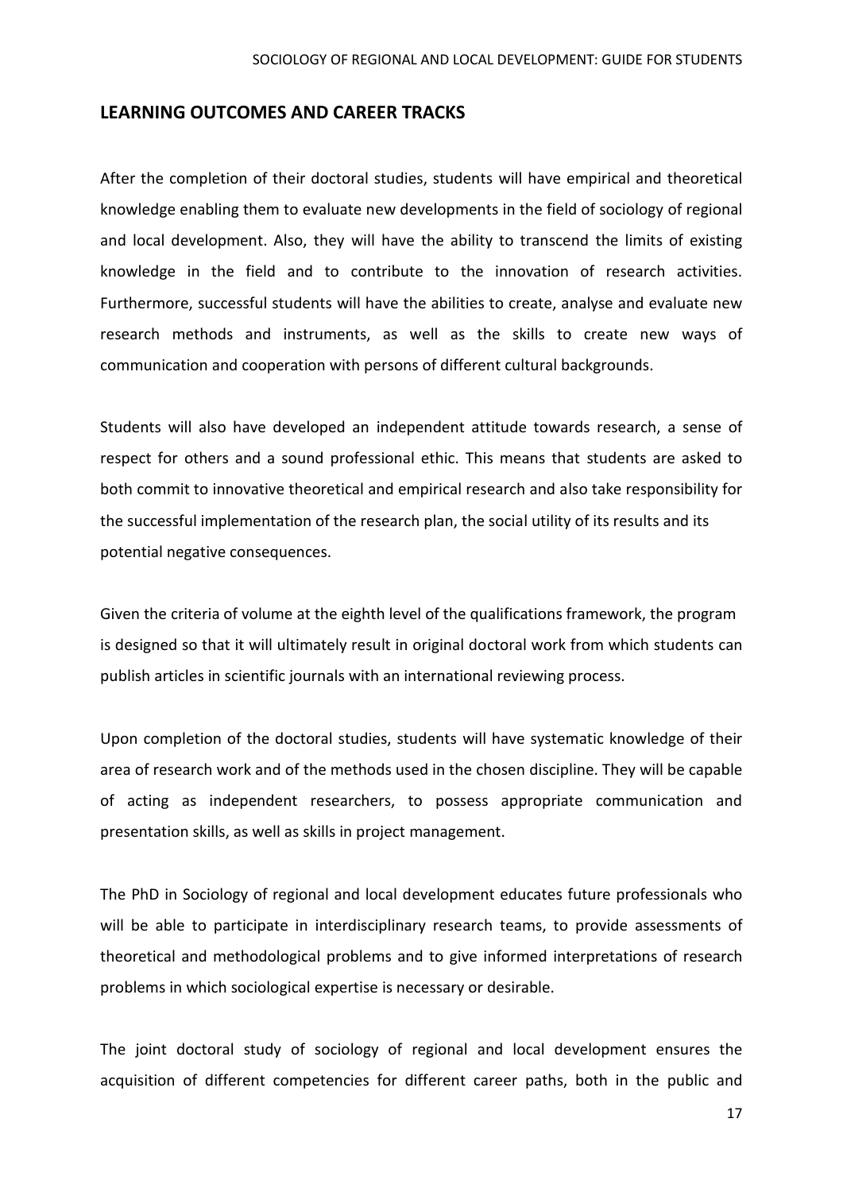## LEARNING OUTCOMES AND CAREER TRACKS

After the completion of their doctoral studies, students will have empirical and theoretical knowledge enabling them to evaluate new developments in the field of sociology of regional and local development. Also, they will have the ability to transcend the limits of existing knowledge in the field and to contribute to the innovation of research activities. Furthermore, successful students will have the abilities to create, analyse and evaluate new research methods and instruments, as well as the skills to create new ways of communication and cooperation with persons of different cultural backgrounds.

Students will also have developed an independent attitude towards research, a sense of respect for others and a sound professional ethic. This means that students are asked to both commit to innovative theoretical and empirical research and also take responsibility for the successful implementation of the research plan, the social utility of its results and its potential negative consequences.

Given the criteria of volume at the eighth level of the qualifications framework, the program is designed so that it will ultimately result in original doctoral work from which students can publish articles in scientific journals with an international reviewing process.

Upon completion of the doctoral studies, students will have systematic knowledge of their area of research work and of the methods used in the chosen discipline. They will be capable of acting as independent researchers, to possess appropriate communication and presentation skills, as well as skills in project management.

The PhD in Sociology of regional and local development educates future professionals who will be able to participate in interdisciplinary research teams, to provide assessments of theoretical and methodological problems and to give informed interpretations of research problems in which sociological expertise is necessary or desirable.

The joint doctoral study of sociology of regional and local development ensures the acquisition of different competencies for different career paths, both in the public and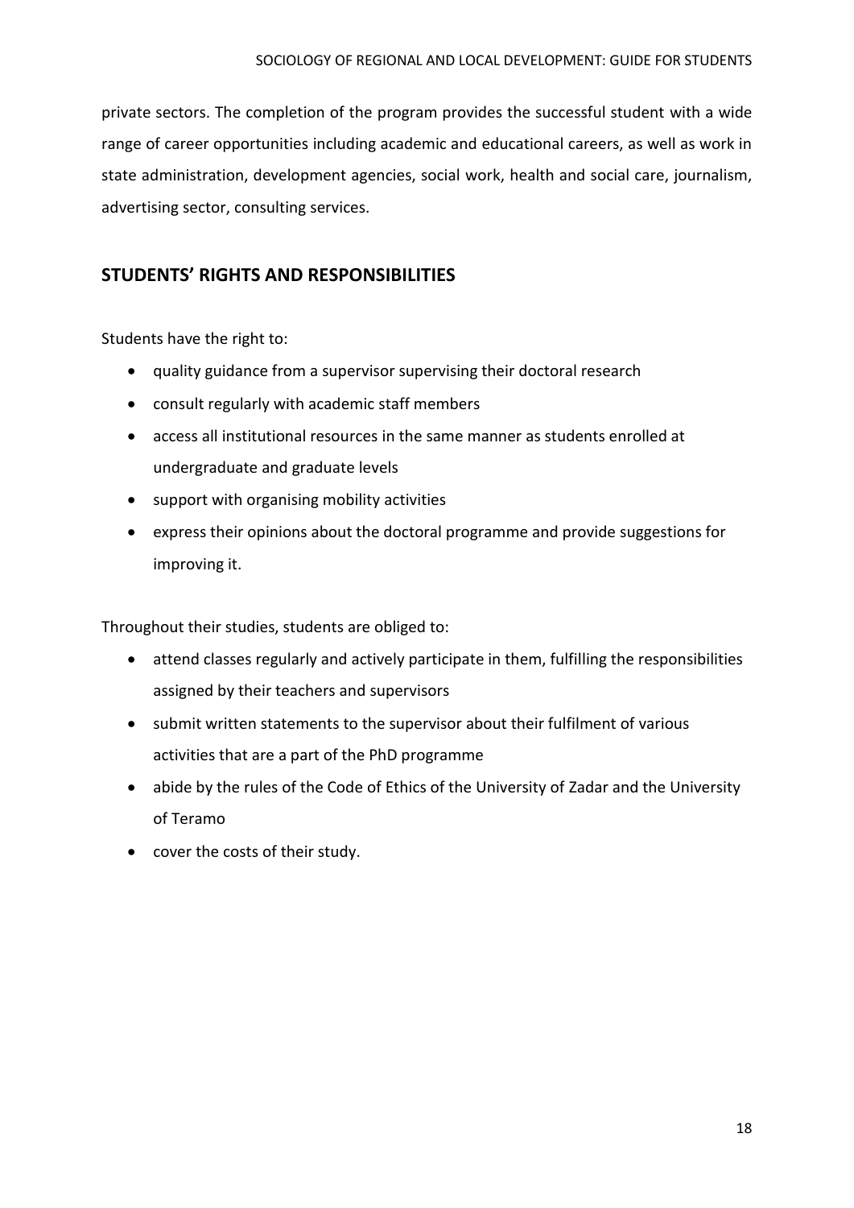private sectors. The completion of the program provides the successful student with a wide range of career opportunities including academic and educational careers, as well as work in state administration, development agencies, social work, health and social care, journalism, advertising sector, consulting services.

## STUDENTS' RIGHTS AND RESPONSIBILITIES

Students have the right to:

- quality guidance from a supervisor supervising their doctoral research
- consult regularly with academic staff members
- access all institutional resources in the same manner as students enrolled at undergraduate and graduate levels
- support with organising mobility activities
- express their opinions about the doctoral programme and provide suggestions for improving it.

Throughout their studies, students are obliged to:

- attend classes regularly and actively participate in them, fulfilling the responsibilities assigned by their teachers and supervisors
- submit written statements to the supervisor about their fulfilment of various activities that are a part of the PhD programme
- abide by the rules of the Code of Ethics of the University of Zadar and the University of Teramo
- cover the costs of their study.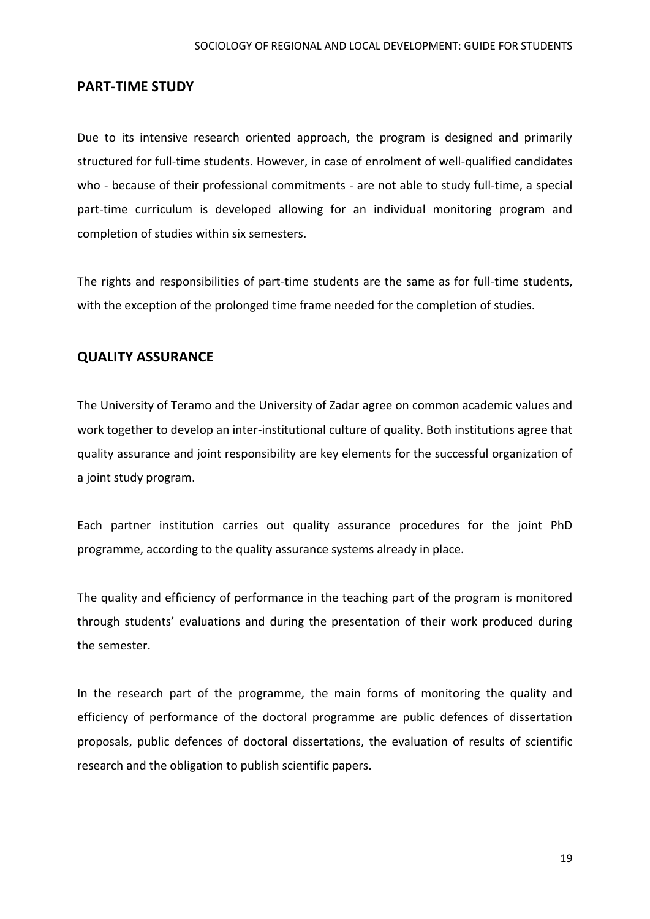## PART-TIME STUDY

Due to its intensive research oriented approach, the program is designed and primarily structured for full-time students. However, in case of enrolment of well-qualified candidates who - because of their professional commitments - are not able to study full-time, a special part-time curriculum is developed allowing for an individual monitoring program and completion of studies within six semesters.

The rights and responsibilities of part-time students are the same as for full-time students, with the exception of the prolonged time frame needed for the completion of studies.

## QUALITY ASSURANCE

The University of Teramo and the University of Zadar agree on common academic values and work together to develop an inter-institutional culture of quality. Both institutions agree that quality assurance and joint responsibility are key elements for the successful organization of a joint study program.

Each partner institution carries out quality assurance procedures for the joint PhD programme, according to the quality assurance systems already in place.

The quality and efficiency of performance in the teaching part of the program is monitored through students' evaluations and during the presentation of their work produced during the semester.

In the research part of the programme, the main forms of monitoring the quality and efficiency of performance of the doctoral programme are public defences of dissertation proposals, public defences of doctoral dissertations, the evaluation of results of scientific research and the obligation to publish scientific papers.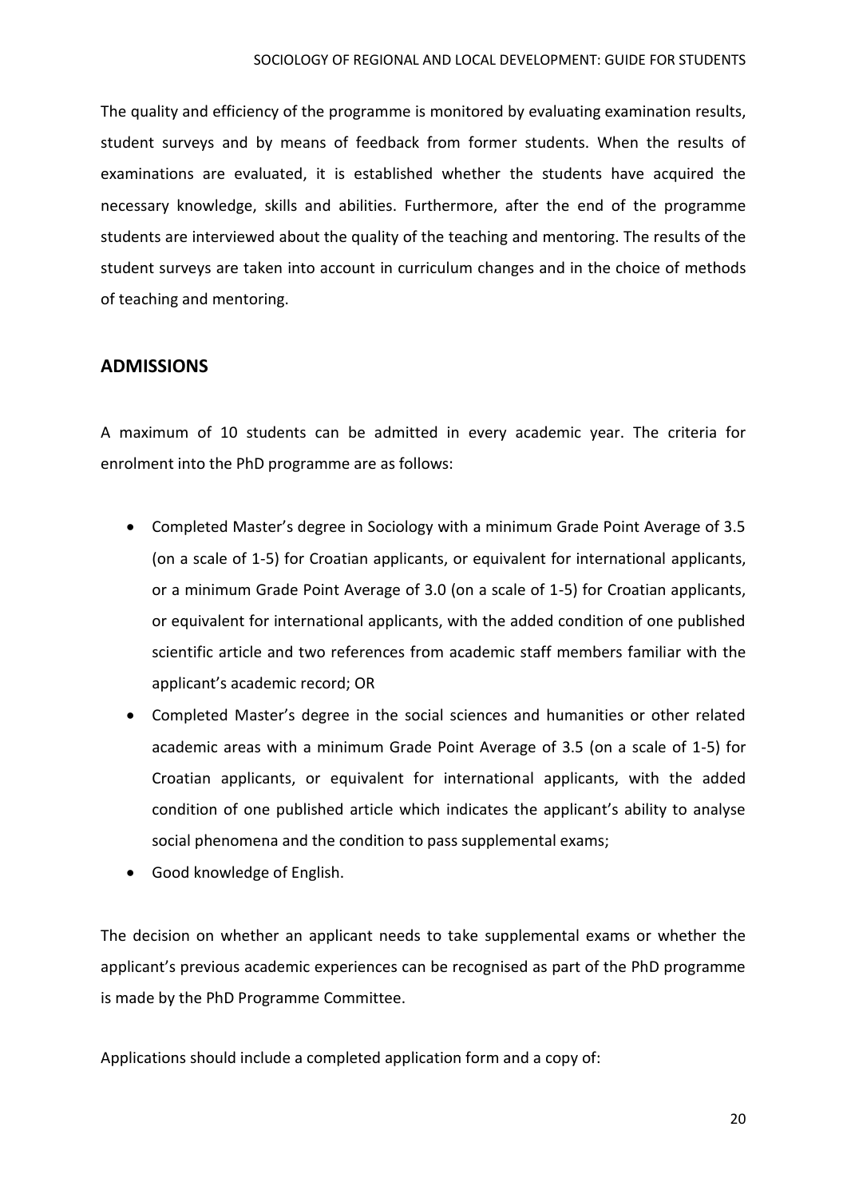The quality and efficiency of the programme is monitored by evaluating examination results, student surveys and by means of feedback from former students. When the results of examinations are evaluated, it is established whether the students have acquired the necessary knowledge, skills and abilities. Furthermore, after the end of the programme students are interviewed about the quality of the teaching and mentoring. The results of the student surveys are taken into account in curriculum changes and in the choice of methods of teaching and mentoring.

## ADMISSIONS

A maximum of 10 students can be admitted in every academic year. The criteria for enrolment into the PhD programme are as follows:

- Completed Master's degree in Sociology with a minimum Grade Point Average of 3.5 (on a scale of 1-5) for Croatian applicants, or equivalent for international applicants, or a minimum Grade Point Average of 3.0 (on a scale of 1-5) for Croatian applicants, or equivalent for international applicants, with the added condition of one published scientific article and two references from academic staff members familiar with the applicant's academic record; OR
- Completed Master's degree in the social sciences and humanities or other related academic areas with a minimum Grade Point Average of 3.5 (on a scale of 1-5) for Croatian applicants, or equivalent for international applicants, with the added condition of one published article which indicates the applicant's ability to analyse social phenomena and the condition to pass supplemental exams;
- Good knowledge of English.

The decision on whether an applicant needs to take supplemental exams or whether the applicant's previous academic experiences can be recognised as part of the PhD programme is made by the PhD Programme Committee.

Applications should include a completed application form and a copy of: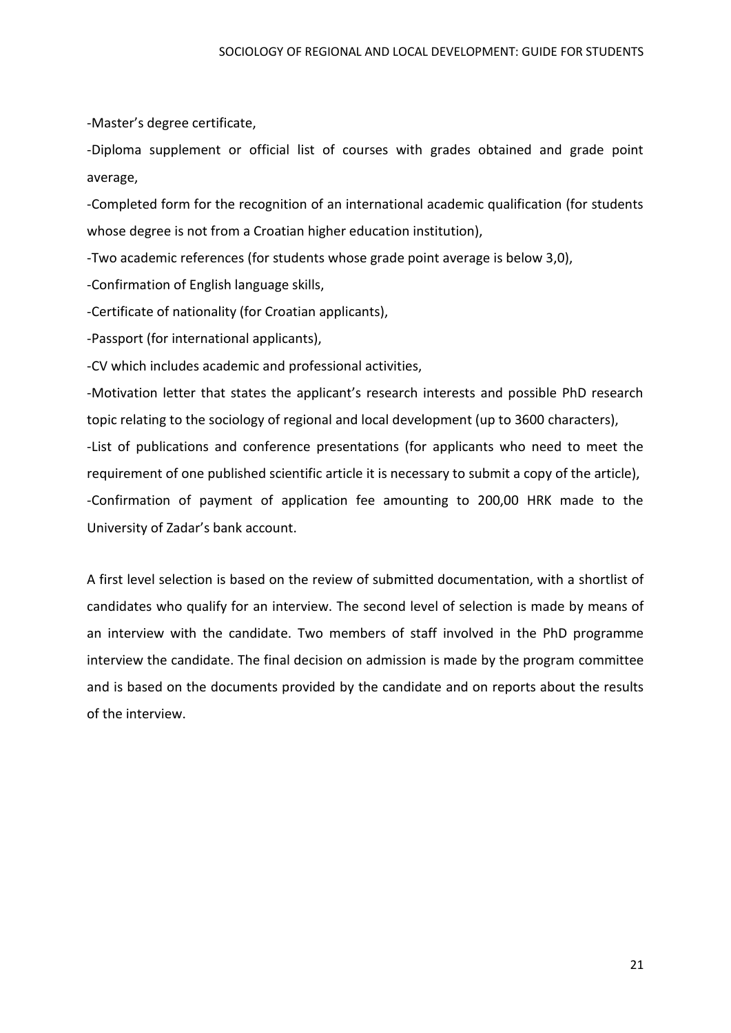-Master's degree certificate,

-Diploma supplement or official list of courses with grades obtained and grade point average,

-Completed form for the recognition of an international academic qualification (for students whose degree is not from a Croatian higher education institution),

-Two academic references (for students whose grade point average is below 3,0),

-Confirmation of English language skills,

-Certificate of nationality (for Croatian applicants),

-Passport (for international applicants),

-CV which includes academic and professional activities,

-Motivation letter that states the applicant's research interests and possible PhD research topic relating to the sociology of regional and local development (up to 3600 characters),

-List of publications and conference presentations (for applicants who need to meet the requirement of one published scientific article it is necessary to submit a copy of the article),

-Confirmation of payment of application fee amounting to 200,00 HRK made to the University of Zadar's bank account.

A first level selection is based on the review of submitted documentation, with a shortlist of candidates who qualify for an interview. The second level of selection is made by means of an interview with the candidate. Two members of staff involved in the PhD programme interview the candidate. The final decision on admission is made by the program committee and is based on the documents provided by the candidate and on reports about the results of the interview.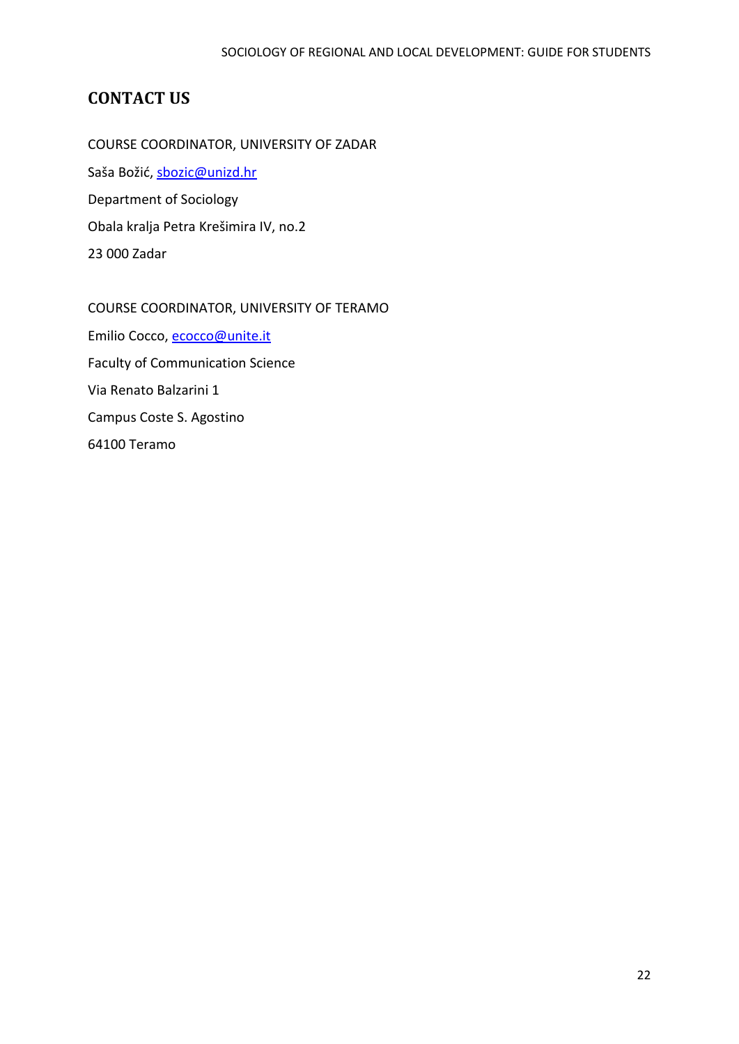## CONTACT US

COURSE COORDINATOR, UNIVERSITY OF ZADAR

Saša Božić, sbozic@unizd.hr

Department of Sociology

Obala kralja Petra Krešimira IV, no.2

23 000 Zadar

COURSE COORDINATOR, UNIVERSITY OF TERAMO

Emilio Cocco, ecocco@unite.it

Faculty of Communication Science

Via Renato Balzarini 1

Campus Coste S. Agostino

64100 Teramo